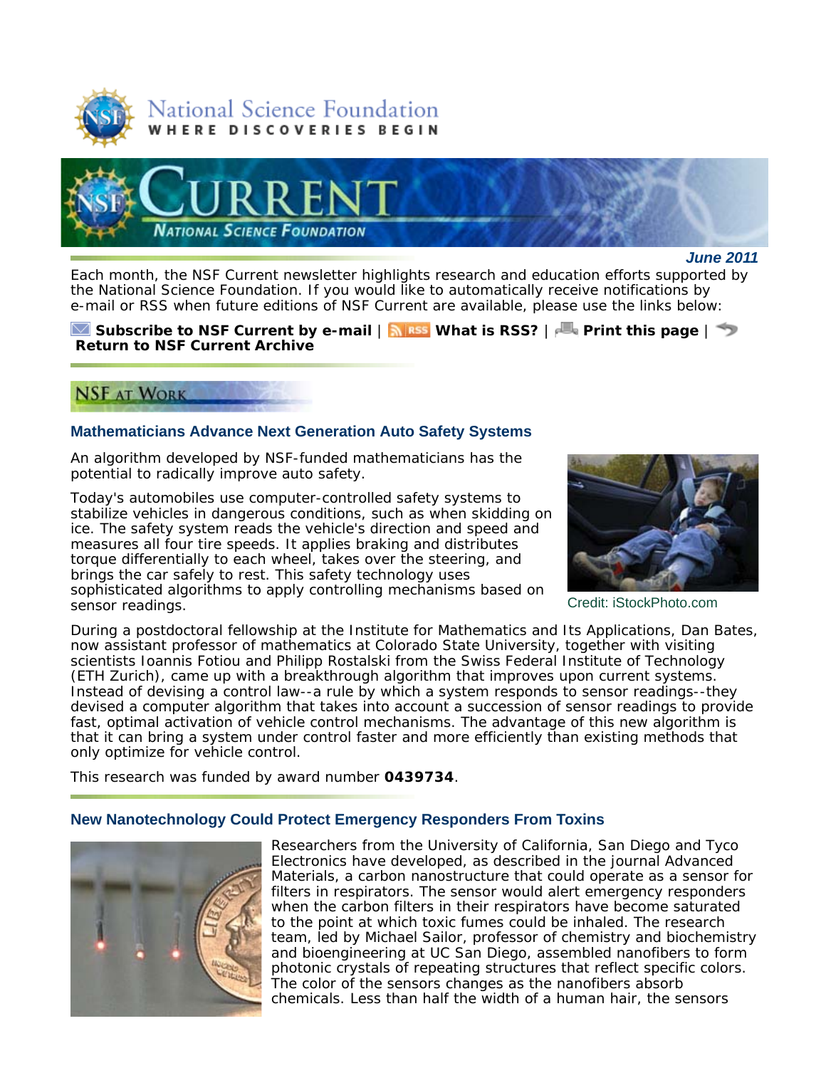National Science Foundation
WHERE DISCOVERIES BEGIN

# CURRENT
NATIONAL SCIENCE FOUNDATION

***June 2011***

Each month, the NSF Current newsletter highlights research and education efforts supported by the National Science Foundation. If you would like to automatically receive notifications by e-mail or RSS when future editions of NSF Current are available, please use the links below:

**Subscribe to NSF Current by e-mail** | **What is RSS?** | **Print this page** | **Return to NSF Current Archive**

## NSF AT WORK

### Mathematicians Advance Next Generation Auto Safety Systems

An algorithm developed by NSF-funded mathematicians has the potential to radically improve auto safety.

Today's automobiles use computer-controlled safety systems to stabilize vehicles in dangerous conditions, such as when skidding on ice. The safety system reads the vehicle's direction and speed and measures all four tire speeds. It applies braking and distributes torque differentially to each wheel, takes over the steering, and brings the car safely to rest. This safety technology uses sophisticated algorithms to apply controlling mechanisms based on sensor readings.

Credit: iStockPhoto.com

During a postdoctoral fellowship at the Institute for Mathematics and Its Applications, Dan Bates, now assistant professor of mathematics at Colorado State University, together with visiting scientists Ioannis Fotiou and Philipp Rostalski from the Swiss Federal Institute of Technology (ETH Zurich), came up with a breakthrough algorithm that improves upon current systems. Instead of devising a control law--a rule by which a system responds to sensor readings--they devised a computer algorithm that takes into account a succession of sensor readings to provide fast, optimal activation of vehicle control mechanisms. The advantage of this new algorithm is that it can bring a system under control faster and more efficiently than existing methods that only optimize for vehicle control.

This research was funded by award number **0439734**.

### New Nanotechnology Could Protect Emergency Responders From Toxins

Researchers from the University of California, San Diego and Tyco Electronics have developed, as described in the journal Advanced Materials, a carbon nanostructure that could operate as a sensor for filters in respirators. The sensor would alert emergency responders when the carbon filters in their respirators have become saturated to the point at which toxic fumes could be inhaled. The research team, led by Michael Sailor, professor of chemistry and biochemistry and bioengineering at UC San Diego, assembled nanofibers to form photonic crystals of repeating structures that reflect specific colors. The color of the sensors changes as the nanofibers absorb chemicals. Less than half the width of a human hair, the sensors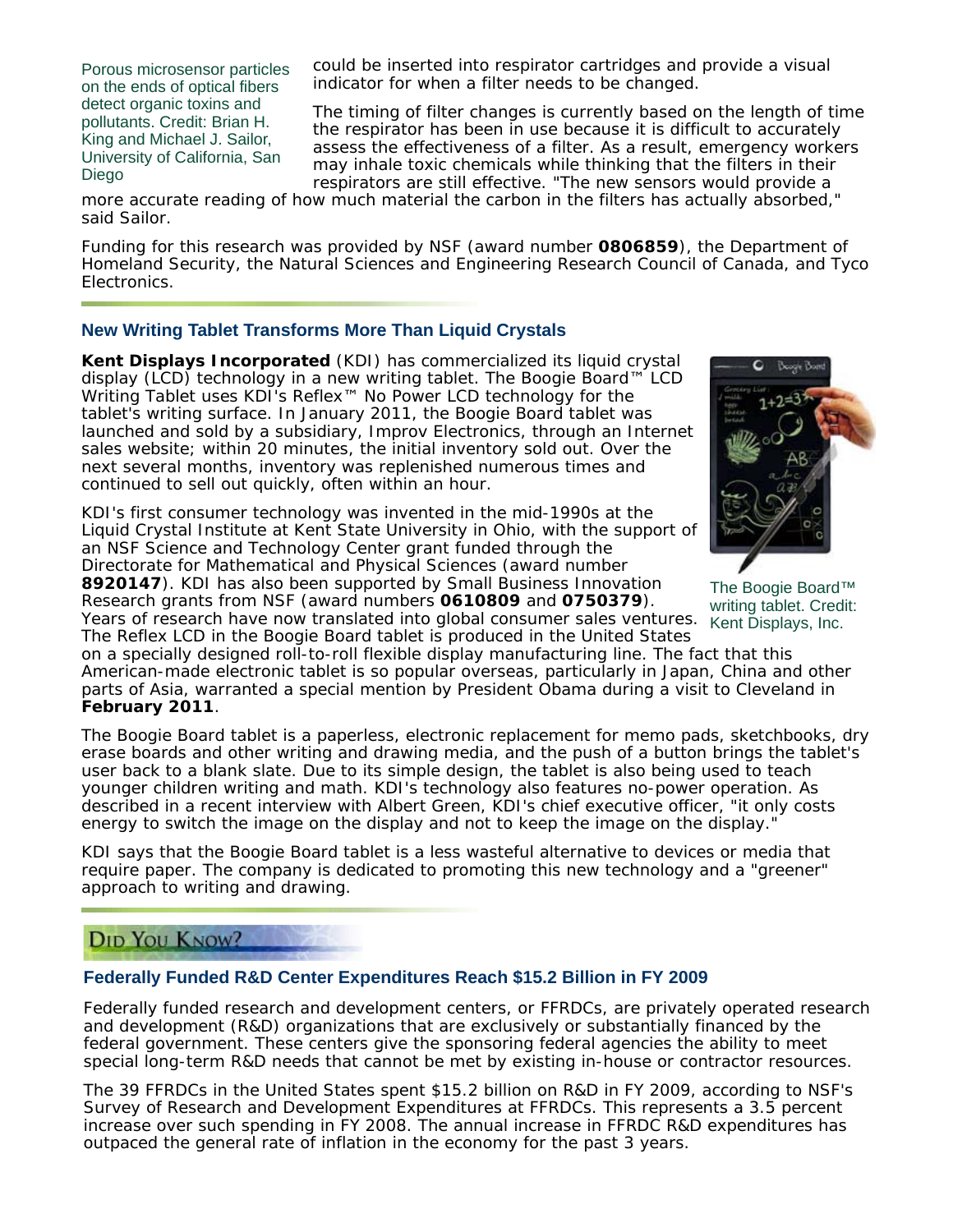Porous microsensor particles on the ends of optical fibers detect organic toxins and pollutants. Credit: Brian H. King and Michael J. Sailor, University of California, San Diego

could be inserted into respirator cartridges and provide a visual indicator for when a filter needs to be changed.

The timing of filter changes is currently based on the length of time the respirator has been in use because it is difficult to accurately assess the effectiveness of a filter. As a result, emergency workers may inhale toxic chemicals while thinking that the filters in their respirators are still effective. "The new sensors would provide a more accurate reading of how much material the carbon in the filters has actually absorbed," said Sailor.

Funding for this research was provided by NSF (award number **0806859**), the Department of Homeland Security, the Natural Sciences and Engineering Research Council of Canada, and Tyco Electronics.

### New Writing Tablet Transforms More Than Liquid Crystals

**Kent Displays Incorporated** (KDI) has commercialized its liquid crystal display (LCD) technology in a new writing tablet. The Boogie Board™ LCD Writing Tablet uses KDI's Reflex™ No Power LCD technology for the tablet's writing surface. In January 2011, the Boogie Board tablet was launched and sold by a subsidiary, Improv Electronics, through an Internet sales website; within 20 minutes, the initial inventory sold out. Over the next several months, inventory was replenished numerous times and continued to sell out quickly, often within an hour.

KDI's first consumer technology was invented in the mid-1990s at the Liquid Crystal Institute at Kent State University in Ohio, with the support of an NSF Science and Technology Center grant funded through the Directorate for Mathematical and Physical Sciences (award number **8920147**). KDI has also been supported by Small Business Innovation Research grants from NSF (award numbers **0610809** and **0750379**). Years of research have now translated into global consumer sales ventures. The Reflex LCD in the Boogie Board tablet is produced in the United States on a specially designed roll-to-roll flexible display manufacturing line. The fact that this American-made electronic tablet is so popular overseas, particularly in Japan, China and other parts of Asia, warranted a special mention by President Obama during a visit to Cleveland in **February 2011**.

The Boogie Board™ writing tablet. Credit: Kent Displays, Inc.

The Boogie Board tablet is a paperless, electronic replacement for memo pads, sketchbooks, dry erase boards and other writing and drawing media, and the push of a button brings the tablet's user back to a blank slate. Due to its simple design, the tablet is also being used to teach younger children writing and math. KDI's technology also features no-power operation. As described in a recent interview with Albert Green, KDI's chief executive officer, "it only costs energy to switch the image on the display and not to keep the image on the display."

KDI says that the Boogie Board tablet is a less wasteful alternative to devices or media that require paper. The company is dedicated to promoting this new technology and a "greener" approach to writing and drawing.

## Did You Know?

### Federally Funded R&D Center Expenditures Reach $15.2 Billion in FY 2009

Federally funded research and development centers, or FFRDCs, are privately operated research and development (R&D) organizations that are exclusively or substantially financed by the federal government. These centers give the sponsoring federal agencies the ability to meet special long-term R&D needs that cannot be met by existing in-house or contractor resources.

The 39 FFRDCs in the United States spent $15.2 billion on R&D in FY 2009, according to NSF's Survey of Research and Development Expenditures at FFRDCs. This represents a 3.5 percent increase over such spending in FY 2008. The annual increase in FFRDC R&D expenditures has outpaced the general rate of inflation in the economy for the past 3 years.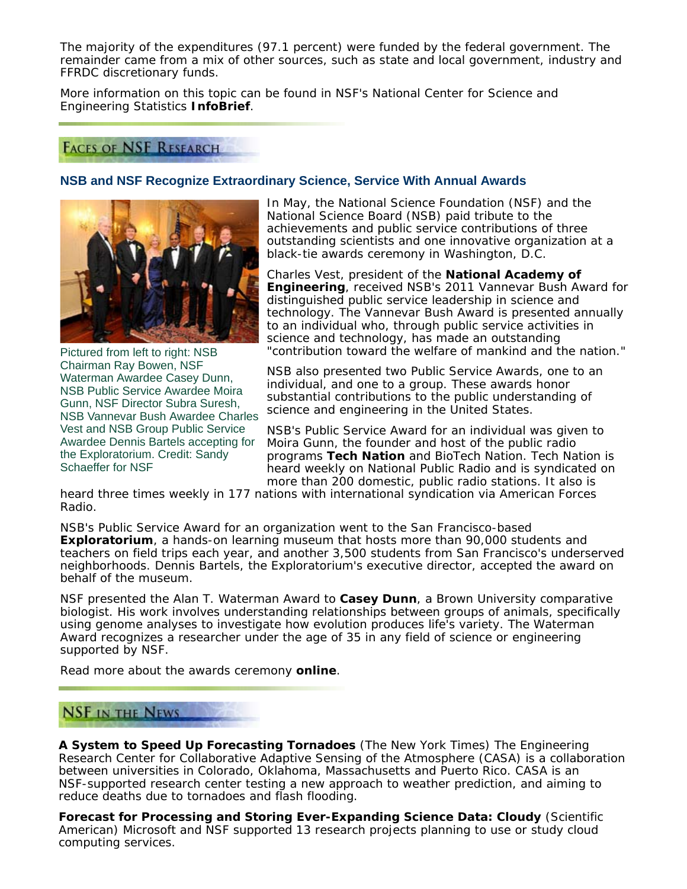The majority of the expenditures (97.1 percent) were funded by the federal government. The remainder came from a mix of other sources, such as state and local government, industry and FFRDC discretionary funds.

More information on this topic can be found in NSF's National Center for Science and Engineering Statistics **InfoBrief**.

## Faces of NSF Research

### NSB and NSF Recognize Extraordinary Science, Service With Annual Awards

Pictured from left to right: NSB Chairman Ray Bowen, NSF Waterman Awardee Casey Dunn, NSB Public Service Awardee Moira Gunn, NSF Director Subra Suresh, NSB Vannevar Bush Awardee Charles Vest and NSB Group Public Service Awardee Dennis Bartels accepting for the Exploratorium. Credit: Sandy Schaeffer for NSF

In May, the National Science Foundation (NSF) and the National Science Board (NSB) paid tribute to the achievements and public service contributions of three outstanding scientists and one innovative organization at a black-tie awards ceremony in Washington, D.C.

Charles Vest, president of the **National Academy of Engineering**, received NSB's 2011 Vannevar Bush Award for distinguished public service leadership in science and technology. The Vannevar Bush Award is presented annually to an individual who, through public service activities in science and technology, has made an outstanding "contribution toward the welfare of mankind and the nation."

NSB also presented two Public Service Awards, one to an individual, and one to a group. These awards honor substantial contributions to the public understanding of science and engineering in the United States.

NSB's Public Service Award for an individual was given to Moira Gunn, the founder and host of the public radio programs **Tech Nation** and BioTech Nation. Tech Nation is heard weekly on National Public Radio and is syndicated on more than 200 domestic, public radio stations. It also is heard three times weekly in 177 nations with international syndication via American Forces Radio.

NSB's Public Service Award for an organization went to the San Francisco-based **Exploratorium**, a hands-on learning museum that hosts more than 90,000 students and teachers on field trips each year, and another 3,500 students from San Francisco's underserved neighborhoods. Dennis Bartels, the Exploratorium's executive director, accepted the award on behalf of the museum.

NSF presented the Alan T. Waterman Award to **Casey Dunn**, a Brown University comparative biologist. His work involves understanding relationships between groups of animals, specifically using genome analyses to investigate how evolution produces life's variety. The Waterman Award recognizes a researcher under the age of 35 in any field of science or engineering supported by NSF.

Read more about the awards ceremony **online**.

## NSF in the News

**A System to Speed Up Forecasting Tornadoes** (The New York Times) The Engineering Research Center for Collaborative Adaptive Sensing of the Atmosphere (CASA) is a collaboration between universities in Colorado, Oklahoma, Massachusetts and Puerto Rico. CASA is an NSF-supported research center testing a new approach to weather prediction, and aiming to reduce deaths due to tornadoes and flash flooding.

**Forecast for Processing and Storing Ever-Expanding Science Data: Cloudy** (Scientific American) Microsoft and NSF supported 13 research projects planning to use or study cloud computing services.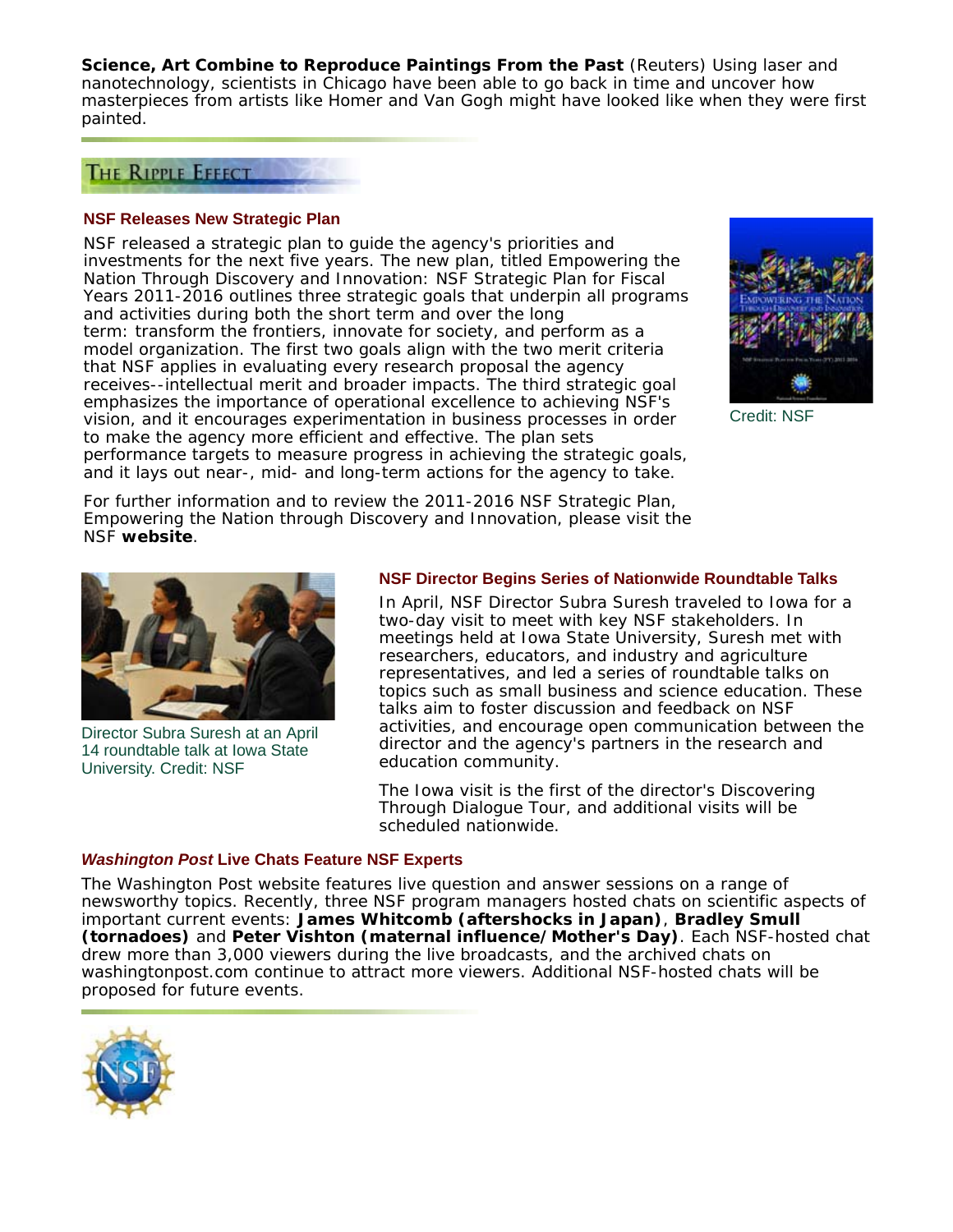**Science, Art Combine to Reproduce Paintings From the Past** (Reuters) Using laser and nanotechnology, scientists in Chicago have been able to go back in time and uncover how masterpieces from artists like Homer and Van Gogh might have looked like when they were first painted.

## The Ripple Effect

### NSF Releases New Strategic Plan

NSF released a strategic plan to guide the agency's priorities and investments for the next five years. The new plan, titled Empowering the Nation Through Discovery and Innovation: NSF Strategic Plan for Fiscal Years 2011-2016 outlines three strategic goals that underpin all programs and activities during both the short term and over the long term: transform the frontiers, innovate for society, and perform as a model organization. The first two goals align with the two merit criteria that NSF applies in evaluating every research proposal the agency receives--intellectual merit and broader impacts. The third strategic goal emphasizes the importance of operational excellence to achieving NSF's vision, and it encourages experimentation in business processes in order to make the agency more efficient and effective. The plan sets performance targets to measure progress in achieving the strategic goals, and it lays out near-, mid- and long-term actions for the agency to take.

Credit: NSF

For further information and to review the 2011-2016 NSF Strategic Plan, Empowering the Nation through Discovery and Innovation, please visit the NSF **website**.

### NSF Director Begins Series of Nationwide Roundtable Talks

Director Subra Suresh at an April 14 roundtable talk at Iowa State University. Credit: NSF

In April, NSF Director Subra Suresh traveled to Iowa for a two-day visit to meet with key NSF stakeholders. In meetings held at Iowa State University, Suresh met with researchers, educators, and industry and agriculture representatives, and led a series of roundtable talks on topics such as small business and science education. These talks aim to foster discussion and feedback on NSF activities, and encourage open communication between the director and the agency's partners in the research and education community.

The Iowa visit is the first of the director's Discovering Through Dialogue Tour, and additional visits will be scheduled nationwide.

### *Washington Post* Live Chats Feature NSF Experts

The Washington Post website features live question and answer sessions on a range of newsworthy topics. Recently, three NSF program managers hosted chats on scientific aspects of important current events: **James Whitcomb (aftershocks in Japan)**, **Bradley Smull (tornadoes)** and **Peter Vishton (maternal influence/Mother's Day)**. Each NSF-hosted chat drew more than 3,000 viewers during the live broadcasts, and the archived chats on washingtonpost.com continue to attract more viewers. Additional NSF-hosted chats will be proposed for future events.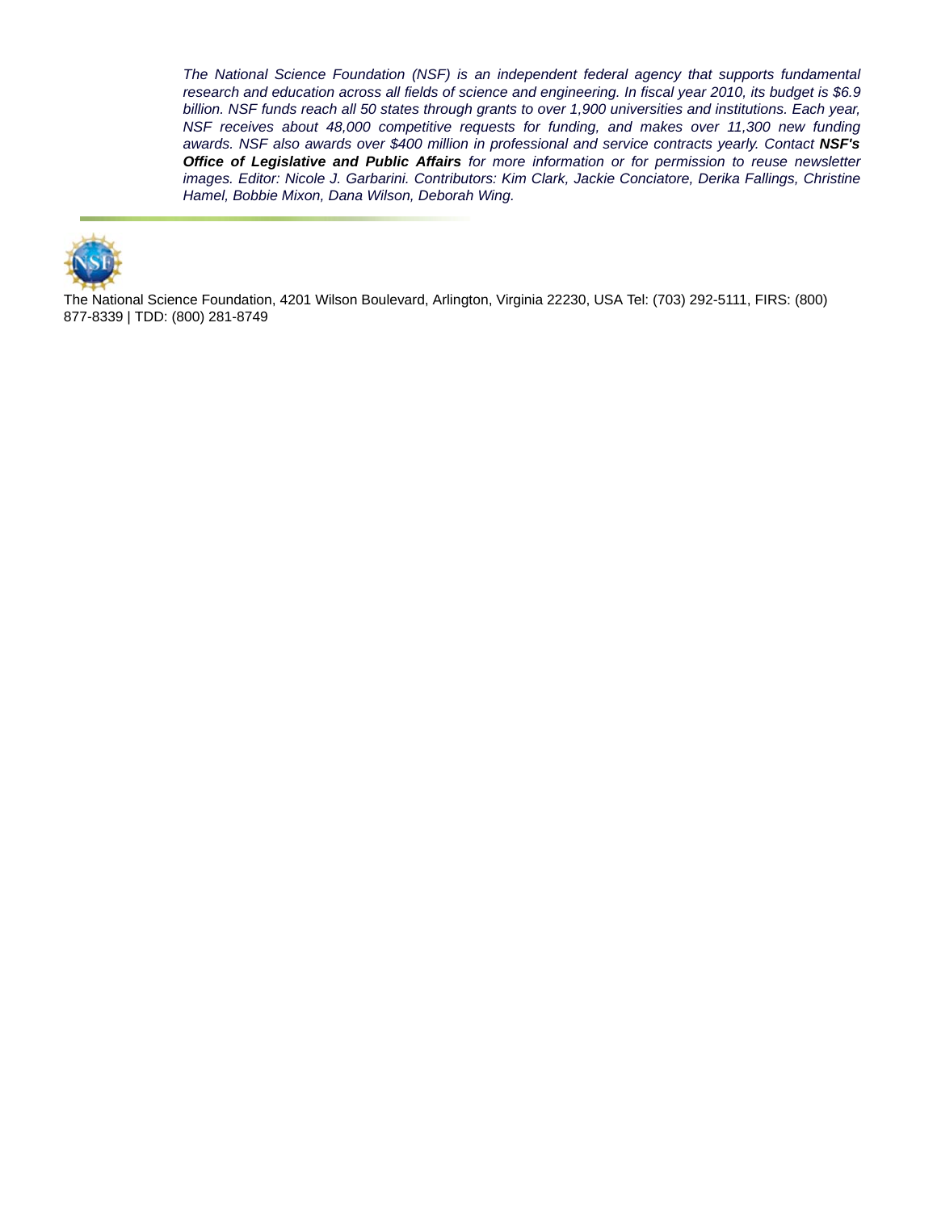*The National Science Foundation (NSF) is an independent federal agency that supports fundamental research and education across all fields of science and engineering. In fiscal year 2010, its budget is $6.9 billion. NSF funds reach all 50 states through grants to over 1,900 universities and institutions. Each year, NSF receives about 48,000 competitive requests for funding, and makes over 11,300 new funding awards. NSF also awards over $400 million in professional and service contracts yearly. Contact* ***NSF's Office of Legislative and Public Affairs*** *for more information or for permission to reuse newsletter images. Editor: Nicole J. Garbarini. Contributors: Kim Clark, Jackie Conciatore, Derika Fallings, Christine Hamel, Bobbie Mixon, Dana Wilson, Deborah Wing.*

The National Science Foundation, 4201 Wilson Boulevard, Arlington, Virginia 22230, USA Tel: (703) 292-5111, FIRS: (800) 877-8339 | TDD: (800) 281-8749